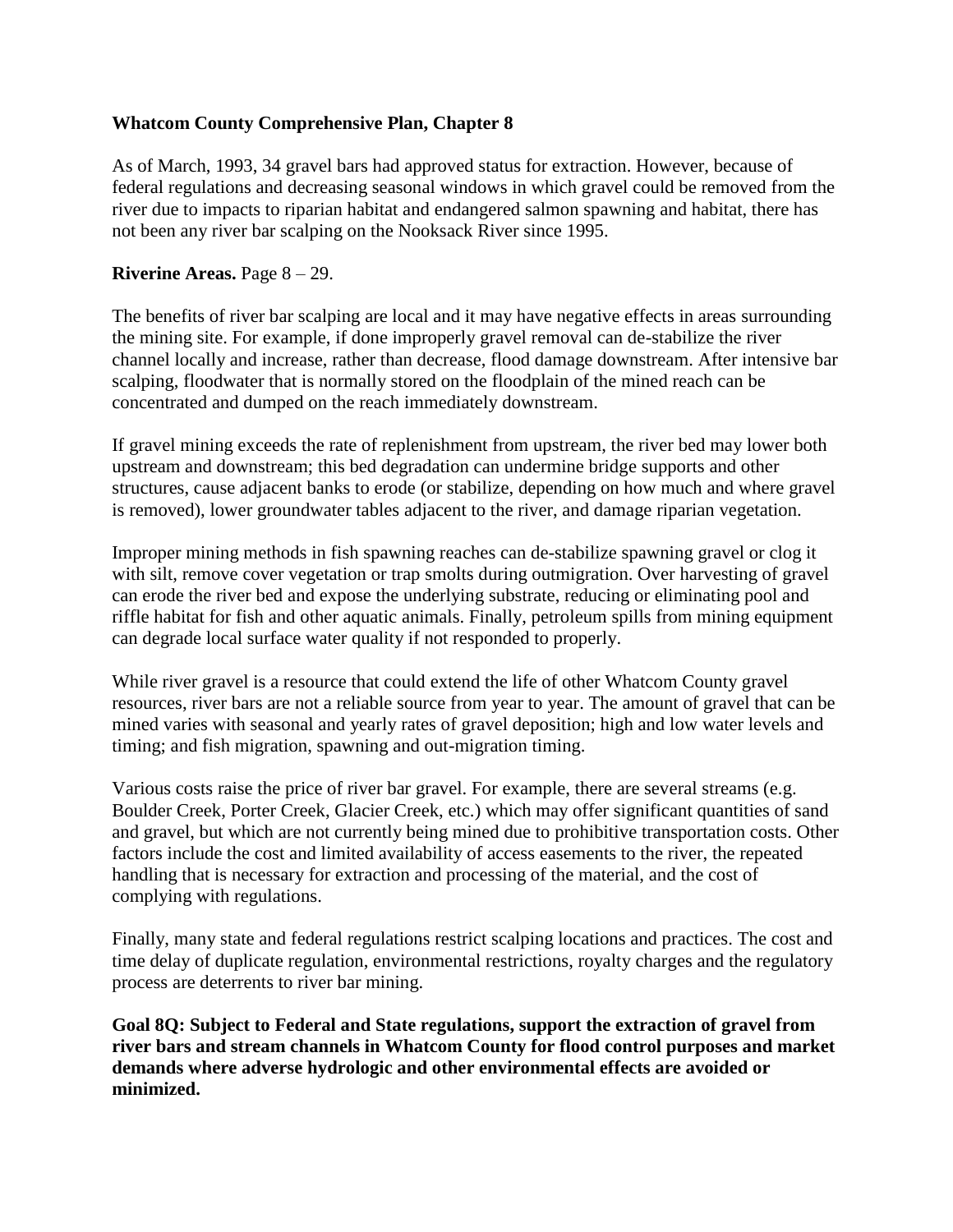**Whatcom County Comprehensive Plan, Chapter 8**

As of March, 1993, 34 gravel bars had approved status for extraction. However, because of federal regulations and decreasing seasonal windows in which gravel could be removed from the river due to impacts to riparian habitat and endangered salmon spawning and habitat, there has not been any river bar scalping on the Nooksack River since 1995.

**Riverine Areas.** Page 8 – 29.

The benefits of river bar scalping are local and it may have negative effects in areas surrounding the mining site. For example, if done improperly gravel removal can de-stabilize the river channel locally and increase, rather than decrease, flood damage downstream. After intensive bar scalping, floodwater that is normally stored on the floodplain of the mined reach can be concentrated and dumped on the reach immediately downstream.

If gravel mining exceeds the rate of replenishment from upstream, the river bed may lower both upstream and downstream; this bed degradation can undermine bridge supports and other structures, cause adjacent banks to erode (or stabilize, depending on how much and where gravel is removed), lower groundwater tables adjacent to the river, and damage riparian vegetation.

Improper mining methods in fish spawning reaches can de-stabilize spawning gravel or clog it with silt, remove cover vegetation or trap smolts during outmigration. Over harvesting of gravel can erode the river bed and expose the underlying substrate, reducing or eliminating pool and riffle habitat for fish and other aquatic animals. Finally, petroleum spills from mining equipment can degrade local surface water quality if not responded to properly.

While river gravel is a resource that could extend the life of other Whatcom County gravel resources, river bars are not a reliable source from year to year. The amount of gravel that can be mined varies with seasonal and yearly rates of gravel deposition; high and low water levels and timing; and fish migration, spawning and out-migration timing.

Various costs raise the price of river bar gravel. For example, there are several streams (e.g. Boulder Creek, Porter Creek, Glacier Creek, etc.) which may offer significant quantities of sand and gravel, but which are not currently being mined due to prohibitive transportation costs. Other factors include the cost and limited availability of access easements to the river, the repeated handling that is necessary for extraction and processing of the material, and the cost of complying with regulations.

Finally, many state and federal regulations restrict scalping locations and practices. The cost and time delay of duplicate regulation, environmental restrictions, royalty charges and the regulatory process are deterrents to river bar mining.

**Goal 8Q: Subject to Federal and State regulations, support the extraction of gravel from river bars and stream channels in Whatcom County for flood control purposes and market demands where adverse hydrologic and other environmental effects are avoided or minimized.**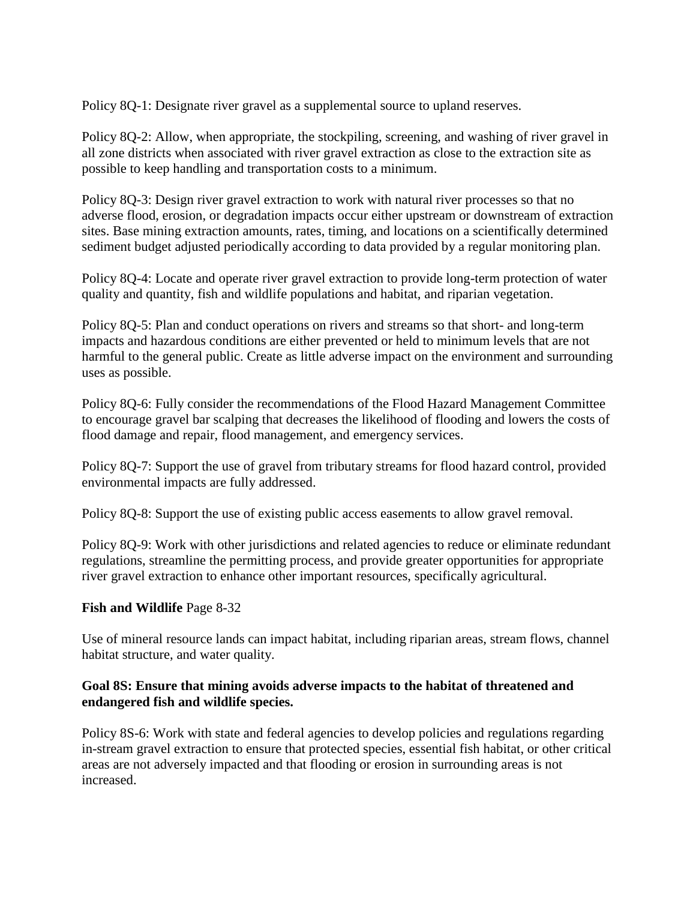Policy 8Q-1: Designate river gravel as a supplemental source to upland reserves.

Policy 8Q-2: Allow, when appropriate, the stockpiling, screening, and washing of river gravel in all zone districts when associated with river gravel extraction as close to the extraction site as possible to keep handling and transportation costs to a minimum.

Policy 8Q-3: Design river gravel extraction to work with natural river processes so that no adverse flood, erosion, or degradation impacts occur either upstream or downstream of extraction sites. Base mining extraction amounts, rates, timing, and locations on a scientifically determined sediment budget adjusted periodically according to data provided by a regular monitoring plan.

Policy 8Q-4: Locate and operate river gravel extraction to provide long-term protection of water quality and quantity, fish and wildlife populations and habitat, and riparian vegetation.

Policy 8Q-5: Plan and conduct operations on rivers and streams so that short- and long-term impacts and hazardous conditions are either prevented or held to minimum levels that are not harmful to the general public. Create as little adverse impact on the environment and surrounding uses as possible.

Policy 8Q-6: Fully consider the recommendations of the Flood Hazard Management Committee to encourage gravel bar scalping that decreases the likelihood of flooding and lowers the costs of flood damage and repair, flood management, and emergency services.

Policy 8Q-7: Support the use of gravel from tributary streams for flood hazard control, provided environmental impacts are fully addressed.

Policy 8Q-8: Support the use of existing public access easements to allow gravel removal.

Policy 8Q-9: Work with other jurisdictions and related agencies to reduce or eliminate redundant regulations, streamline the permitting process, and provide greater opportunities for appropriate river gravel extraction to enhance other important resources, specifically agricultural.

**Fish and Wildlife** Page 8-32

Use of mineral resource lands can impact habitat, including riparian areas, stream flows, channel habitat structure, and water quality.

**Goal 8S: Ensure that mining avoids adverse impacts to the habitat of threatened and endangered fish and wildlife species.**

Policy 8S-6: Work with state and federal agencies to develop policies and regulations regarding in-stream gravel extraction to ensure that protected species, essential fish habitat, or other critical areas are not adversely impacted and that flooding or erosion in surrounding areas is not increased.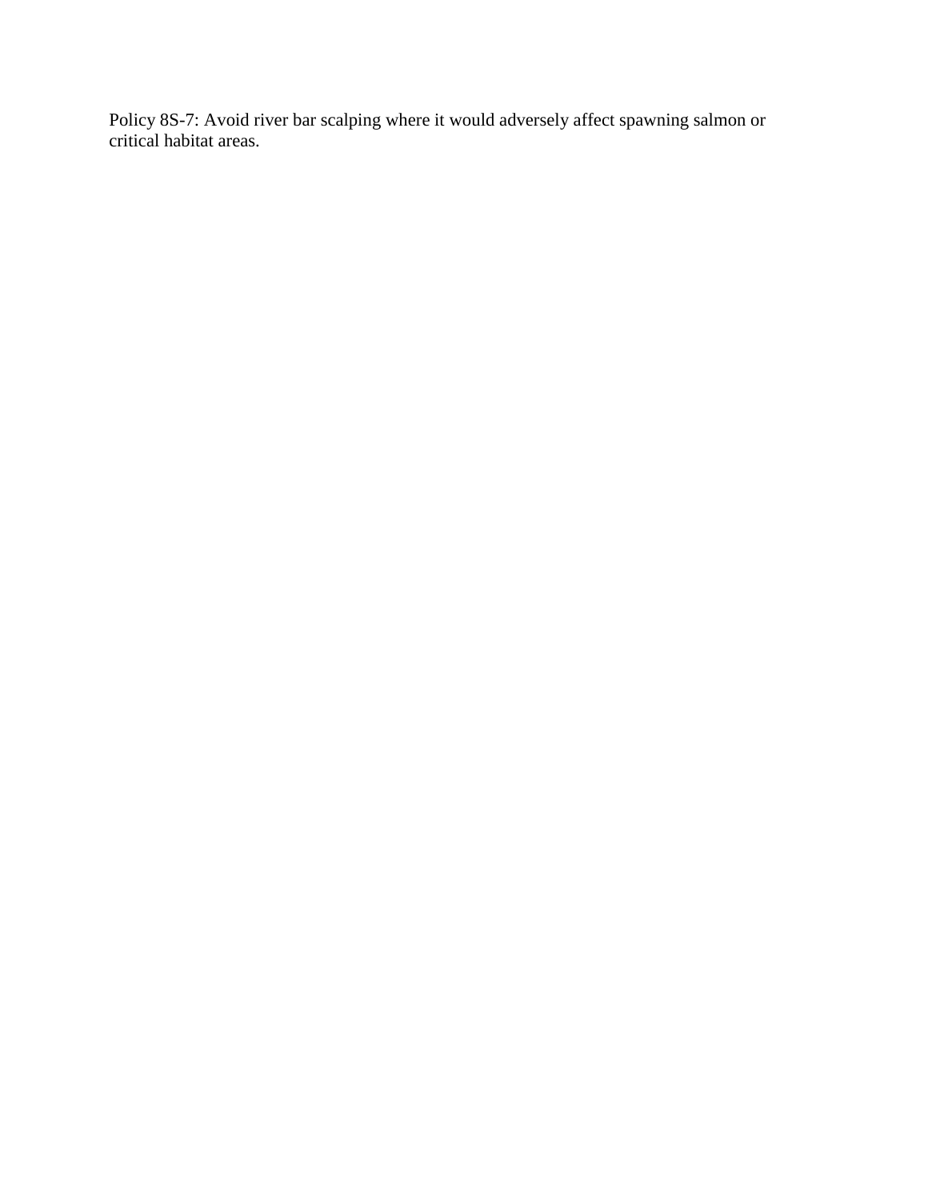Policy 8S-7: Avoid river bar scalping where it would adversely affect spawning salmon or critical habitat areas.